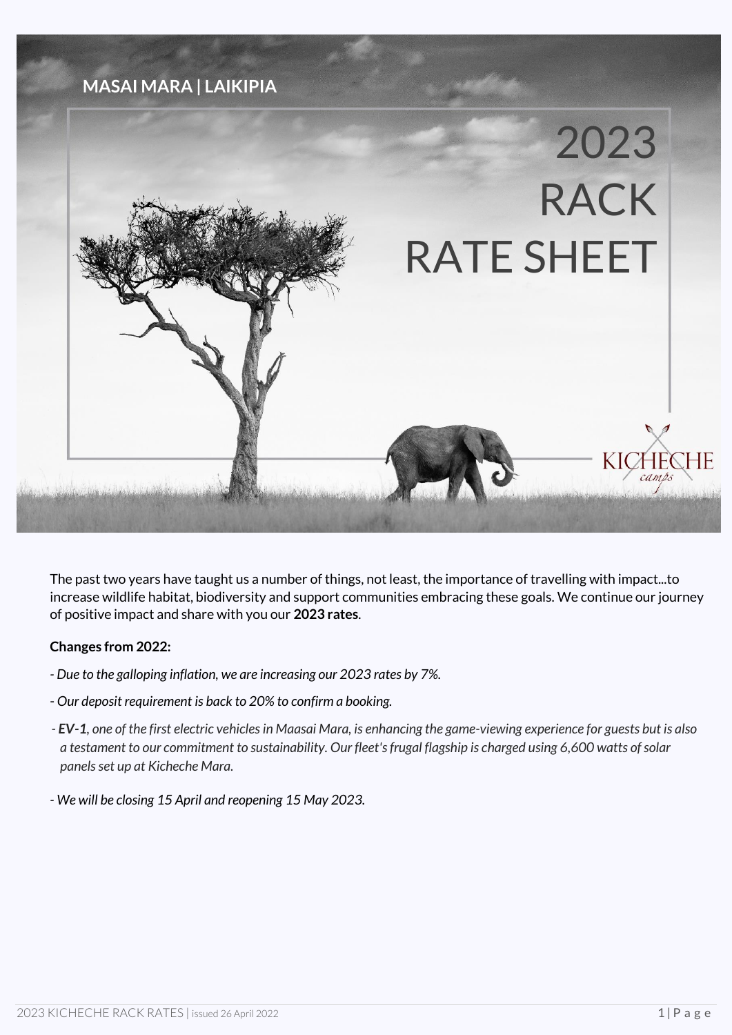MASAI MARA | LAIKIPIA

# 2023 RACK RATE SHEET

KICHECHE camps

The past two years have taught us a number of things, not least, the importance of travelling with impact...to increase wildlife habitat, biodiversity and support communities embracing these goals. We continue our journey of positive impact and share with you our **2023 rates**.

**Changes from 2022:**

*- Due to the galloping inflation, we are increasing our 2023 rates by 7%.*

*- Our deposit requirement is back to 20% to confirm a booking.*

*- **EV-1**, one of the first electric vehicles in Maasai Mara, is enhancing the game-viewing experience for guests but is also a testament to our commitment to sustainability. Our fleet's frugal flagship is charged using 6,600 watts of solar panels set up at Kicheche Mara.*

*- We will be closing 15 April and reopening 15 May 2023.*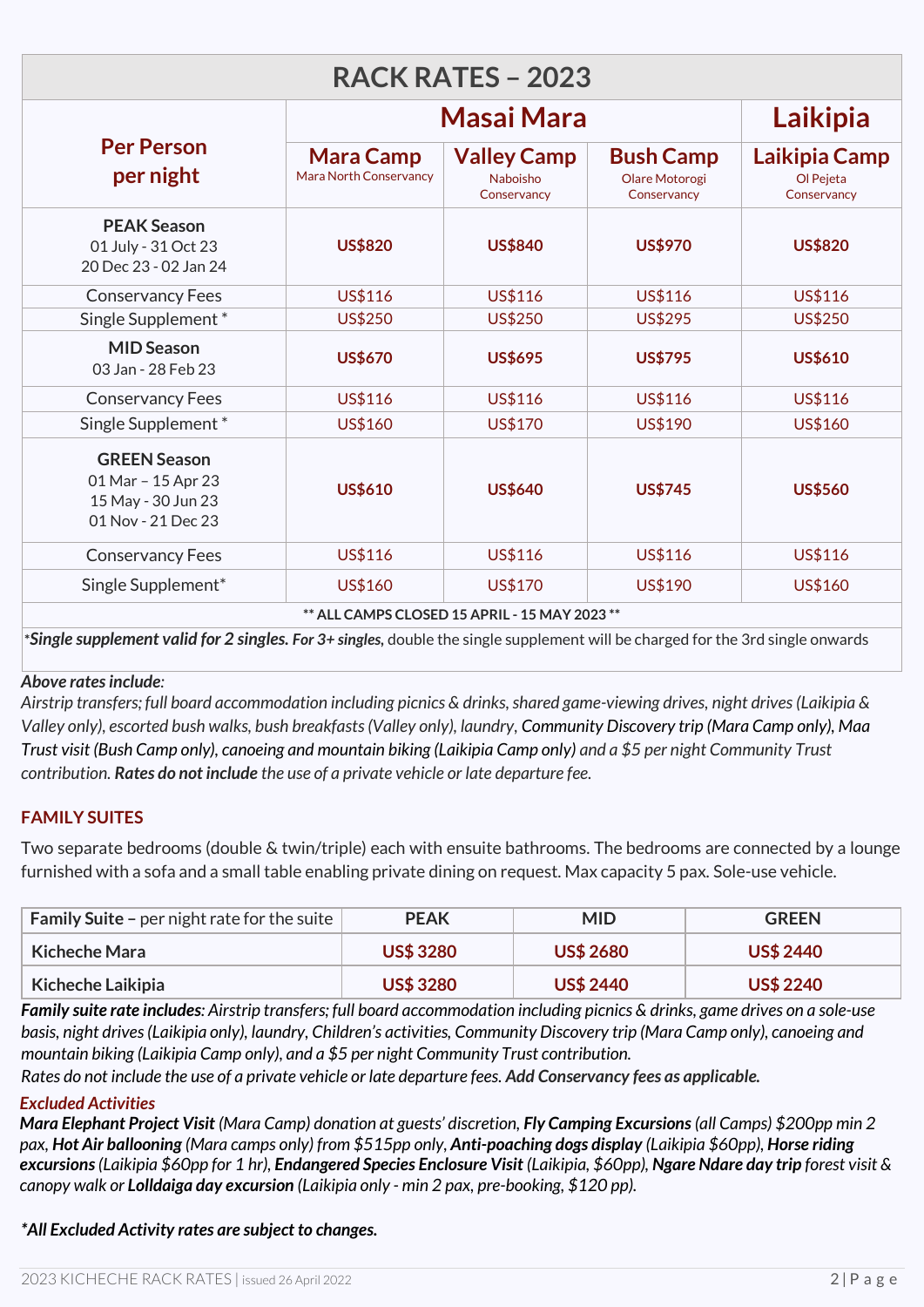# RACK RATES – 2023

| Per Person per night | Masai Mara | | | Laikipia |
|---|---|---|---|---|
| | Mara Camp Mara North Conservancy | Valley Camp Naboisho Conservancy | Bush Camp Olare Motorogi Conservancy | Laikipia Camp Ol Pejeta Conservancy |
| **PEAK Season** 01 July - 31 Oct 23 20 Dec 23 - 02 Jan 24 | **US$820** | **US$840** | **US$970** | **US$820** |
| Conservancy Fees | US$116 | US$116 | US$116 | US$116 |
| Single Supplement * | US$250 | US$250 | US$295 | US$250 |
| **MID Season** 03 Jan - 28 Feb 23 | **US$670** | **US$695** | **US$795** | **US$610** |
| Conservancy Fees | US$116 | US$116 | US$116 | US$116 |
| Single Supplement * | US$160 | US$170 | US$190 | US$160 |
| **GREEN Season** 01 Mar – 15 Apr 23 15 May - 30 Jun 23 01 Nov - 21 Dec 23 | **US$610** | **US$640** | **US$745** | **US$560** |
| Conservancy Fees | US$116 | US$116 | US$116 | US$116 |
| Single Supplement* | US$160 | US$170 | US$190 | US$160 |
| ** ALL CAMPS CLOSED 15 APRIL - 15 MAY 2023 ** | | | | |

**Single supplement valid for 2 singles. For 3+ singles,* double the single supplement will be charged for the 3rd single onwards

***Above rates include:***
*Airstrip transfers; full board accommodation including picnics & drinks, shared game-viewing drives, night drives (Laikipia & Valley only), escorted bush walks, bush breakfasts (Valley only), laundry,* ***Community Discovery trip (Mara Camp only), Maa Trust visit (Bush Camp only), canoeing and mountain biking (Laikipia Camp only)*** *and a $5 per night Community Trust contribution.* ***Rates do not include*** *the use of a private vehicle or late departure fee.*

## FAMILY SUITES

Two separate bedrooms (double & twin/triple) each with ensuite bathrooms. The bedrooms are connected by a lounge furnished with a sofa and a small table enabling private dining on request. Max capacity 5 pax. Sole-use vehicle.

| **Family Suite –** per night rate for the suite | PEAK | MID | GREEN |
|---|---|---|---|
| **Kicheche Mara** | **US$ 3280** | **US$ 2680** | **US$ 2440** |
| **Kicheche Laikipia** | **US$ 3280** | **US$ 2440** | **US$ 2240** |

***Family suite rate includes****: Airstrip transfers; full board accommodation including picnics & drinks, game drives on a sole-use basis, night drives (Laikipia only), laundry, Children's activities, Community Discovery trip (Mara Camp only), canoeing and mountain biking (Laikipia Camp only), and a $5 per night Community Trust contribution.*
*Rates do not include the use of a private vehicle or late departure fees.* ***Add Conservancy fees as applicable.***

### *Excluded Activities*

***Mara Elephant Project Visit*** *(Mara Camp) donation at guests' discretion,* ***Fly Camping Excursions*** *(all Camps) $200pp min 2 pax,* ***Hot Air ballooning*** *(Mara camps only) from $515pp only,* ***Anti-poaching dogs display*** *(Laikipia $60pp),* ***Horse riding excursions*** *(Laikipia $60pp for 1 hr),* ***Endangered Species Enclosure Visit*** *(Laikipia, $60pp),* ***Ngare Ndare day trip*** *forest visit & canopy walk or* ***Lolldaiga day excursion*** *(Laikipia only - min 2 pax, pre-booking, $120 pp).*

***All Excluded Activity rates are subject to changes.***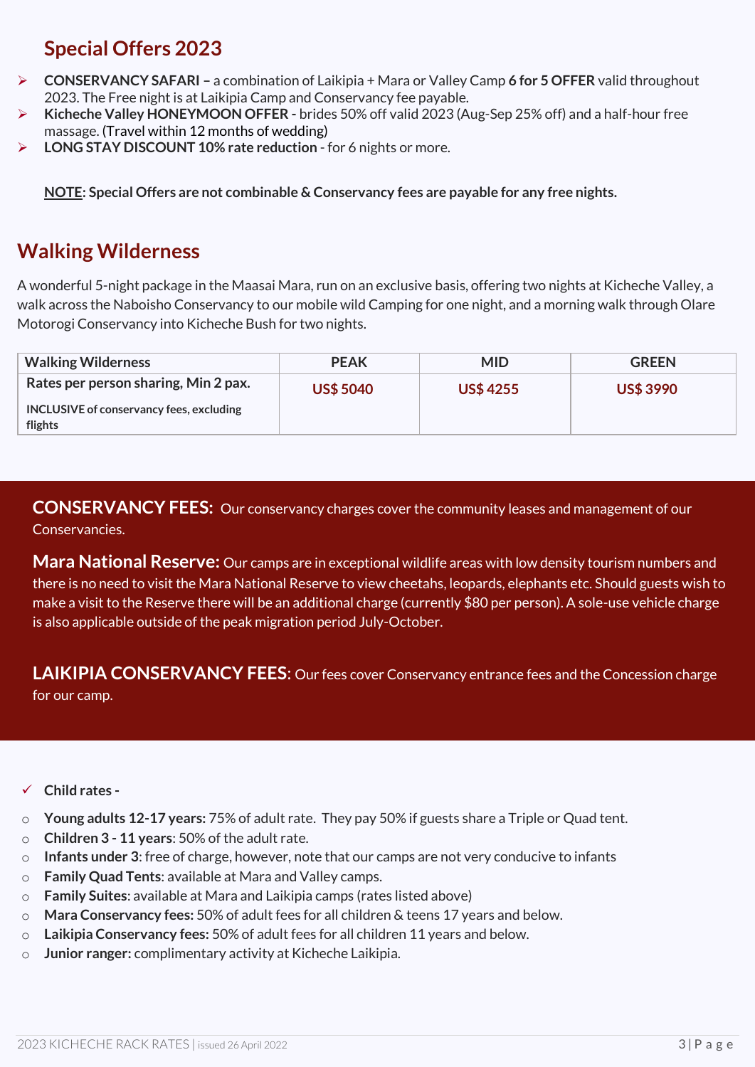## Special Offers 2023

- **CONSERVANCY SAFARI –** a combination of Laikipia + Mara or Valley Camp **6 for 5 OFFER** valid throughout 2023. The Free night is at Laikipia Camp and Conservancy fee payable.
- **Kicheche Valley HONEYMOON OFFER -** brides 50% off valid 2023 (Aug-Sep 25% off) and a half-hour free massage. (Travel within 12 months of wedding)
- **LONG STAY DISCOUNT 10% rate reduction** - for 6 nights or more.

**NOTE: Special Offers are not combinable & Conservancy fees are payable for any free nights.**

## Walking Wilderness

A wonderful 5-night package in the Maasai Mara, run on an exclusive basis, offering two nights at Kicheche Valley, a walk across the Naboisho Conservancy to our mobile wild Camping for one night, and a morning walk through Olare Motorogi Conservancy into Kicheche Bush for two nights.

| Walking Wilderness | PEAK | MID | GREEN |
|---|---|---|---|
| **Rates per person sharing, Min 2 pax.**<br>**INCLUSIVE of conservancy fees, excluding flights** | **US$ 5040** | **US$ 4255** | **US$ 3990** |

**CONSERVANCY FEES:** Our conservancy charges cover the community leases and management of our Conservancies.

**Mara National Reserve:** Our camps are in exceptional wildlife areas with low density tourism numbers and there is no need to visit the Mara National Reserve to view cheetahs, leopards, elephants etc. Should guests wish to make a visit to the Reserve there will be an additional charge (currently $80 per person). A sole-use vehicle charge is also applicable outside of the peak migration period July-October.

**LAIKIPIA CONSERVANCY FEES**: Our fees cover Conservancy entrance fees and the Concession charge for our camp.

- **Child rates -**
  - **Young adults 12-17 years:** 75% of adult rate. They pay 50% if guests share a Triple or Quad tent.
  - **Children 3 - 11 years**: 50% of the adult rate.
  - **Infants under 3**: free of charge, however, note that our camps are not very conducive to infants
  - **Family Quad Tents**: available at Mara and Valley camps.
  - **Family Suites**: available at Mara and Laikipia camps (rates listed above)
  - **Mara Conservancy fees:** 50% of adult fees for all children & teens 17 years and below.
  - **Laikipia Conservancy fees:** 50% of adult fees for all children 11 years and below.
  - **Junior ranger:** complimentary activity at Kicheche Laikipia.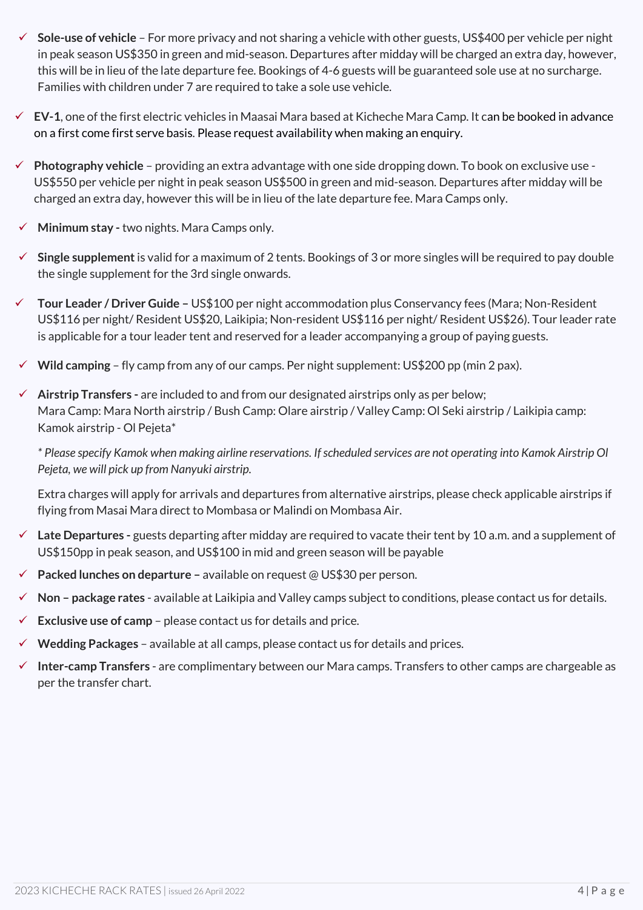- ✓ **Sole-use of vehicle** – For more privacy and not sharing a vehicle with other guests, US$400 per vehicle per night in peak season US$350 in green and mid-season. Departures after midday will be charged an extra day, however, this will be in lieu of the late departure fee. Bookings of 4-6 guests will be guaranteed sole use at no surcharge. Families with children under 7 are required to take a sole use vehicle.

- ✓ **EV-1**, one of the first electric vehicles in Maasai Mara based at Kicheche Mara Camp. It can be booked in advance on a first come first serve basis. Please request availability when making an enquiry.

- ✓ **Photography vehicle** – providing an extra advantage with one side dropping down. To book on exclusive use - US$550 per vehicle per night in peak season US$500 in green and mid-season. Departures after midday will be charged an extra day, however this will be in lieu of the late departure fee. Mara Camps only.

- ✓ **Minimum stay -** two nights. Mara Camps only.

- ✓ **Single supplement** is valid for a maximum of 2 tents. Bookings of 3 or more singles will be required to pay double the single supplement for the 3rd single onwards.

- ✓ **Tour Leader / Driver Guide –** US$100 per night accommodation plus Conservancy fees (Mara; Non-Resident US$116 per night/ Resident US$20, Laikipia; Non-resident US$116 per night/ Resident US$26). Tour leader rate is applicable for a tour leader tent and reserved for a leader accompanying a group of paying guests.

- ✓ **Wild camping** – fly camp from any of our camps. Per night supplement: US$200 pp (min 2 pax).

- ✓ **Airstrip Transfers -** are included to and from our designated airstrips only as per below;
  Mara Camp: Mara North airstrip / Bush Camp: Olare airstrip / Valley Camp: Ol Seki airstrip / Laikipia camp: Kamok airstrip - Ol Pejeta*

  *\* Please specify Kamok when making airline reservations. If scheduled services are not operating into Kamok Airstrip Ol Pejeta, we will pick up from Nanyuki airstrip.*

  Extra charges will apply for arrivals and departures from alternative airstrips, please check applicable airstrips if flying from Masai Mara direct to Mombasa or Malindi on Mombasa Air.

- ✓ **Late Departures -** guests departing after midday are required to vacate their tent by 10 a.m. and a supplement of US$150pp in peak season, and US$100 in mid and green season will be payable

- ✓ **Packed lunches on departure –** available on request @ US$30 per person.

- ✓ **Non – package rates** - available at Laikipia and Valley camps subject to conditions, please contact us for details.

- ✓ **Exclusive use of camp** – please contact us for details and price.

- ✓ **Wedding Packages** – available at all camps, please contact us for details and prices.

- ✓ **Inter-camp Transfers** - are complimentary between our Mara camps. Transfers to other camps are chargeable as per the transfer chart.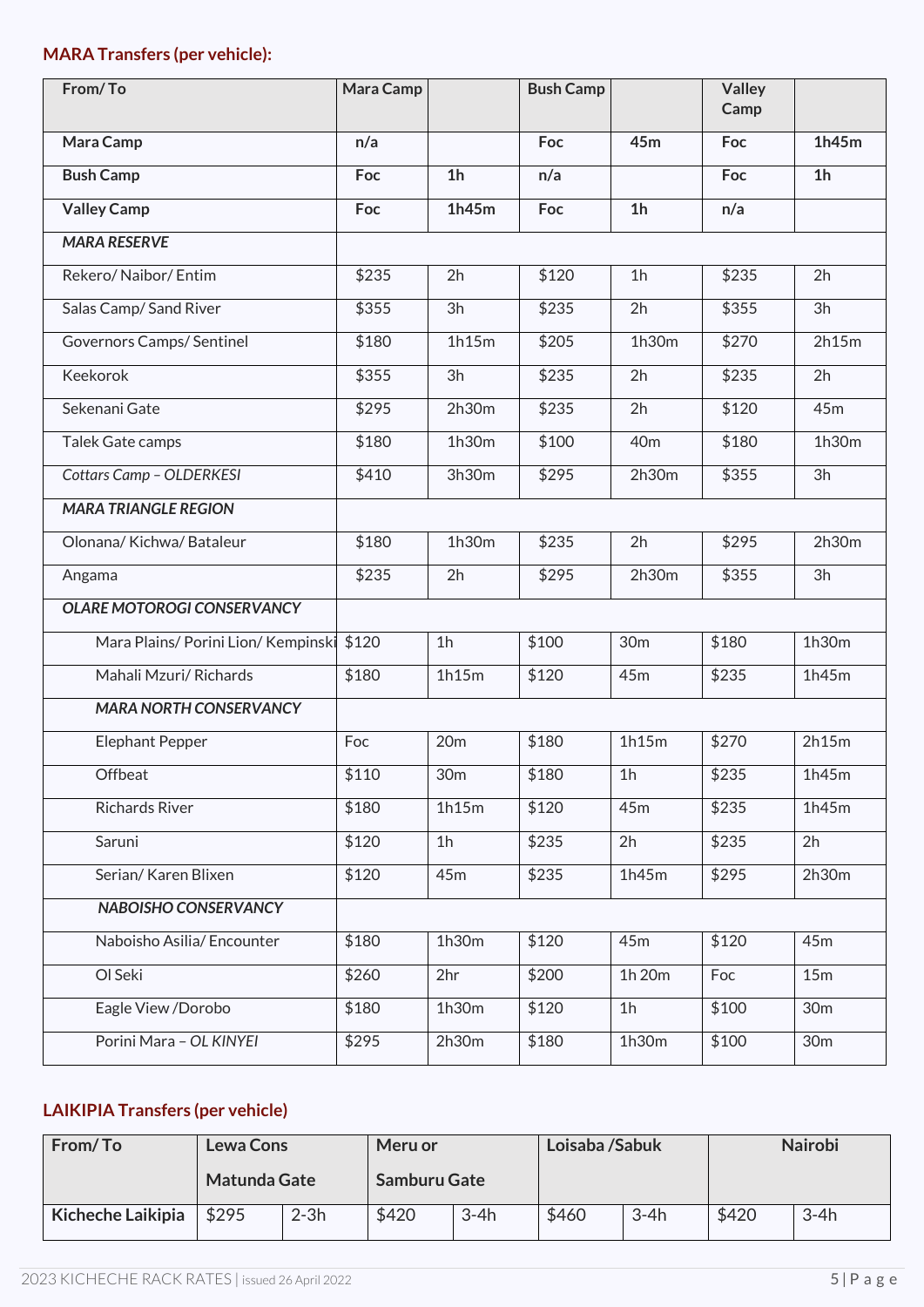## MARA Transfers (per vehicle):

| From/ To | Mara Camp | | Bush Camp | | Valley Camp | |
|---|---|---|---|---|---|---|
| **Mara Camp** | **n/a** | | **Foc** | **45m** | **Foc** | **1h45m** |
| **Bush Camp** | **Foc** | **1h** | **n/a** | | **Foc** | **1h** |
| **Valley Camp** | **Foc** | **1h45m** | **Foc** | **1h** | **n/a** | |
| ***MARA RESERVE*** | | | | | | |
| Rekero/ Naibor/ Entim | $235 | 2h | $120 | 1h | $235 | 2h |
| Salas Camp/ Sand River | $355 | 3h | $235 | 2h | $355 | 3h |
| Governors Camps/ Sentinel | $180 | 1h15m | $205 | 1h30m | $270 | 2h15m |
| Keekorok | $355 | 3h | $235 | 2h | $235 | 2h |
| Sekenani Gate | $295 | 2h30m | $235 | 2h | $120 | 45m |
| Talek Gate camps | $180 | 1h30m | $100 | 40m | $180 | 1h30m |
| *Cottars Camp – OLDERKESI* | $410 | 3h30m | $295 | 2h30m | $355 | 3h |
| ***MARA TRIANGLE REGION*** | | | | | | |
| Olonana/ Kichwa/ Bataleur | $180 | 1h30m | $235 | 2h | $295 | 2h30m |
| Angama | $235 | 2h | $295 | 2h30m | $355 | 3h |
| ***OLARE MOTOROGI CONSERVANCY*** | | | | | | |
| Mara Plains/ Porini Lion/ Kempinski | $120 | 1h | $100 | 30m | $180 | 1h30m |
| Mahali Mzuri/ Richards | $180 | 1h15m | $120 | 45m | $235 | 1h45m |
| ***MARA NORTH CONSERVANCY*** | | | | | | |
| Elephant Pepper | Foc | 20m | $180 | 1h15m | $270 | 2h15m |
| Offbeat | $110 | 30m | $180 | 1h | $235 | 1h45m |
| Richards River | $180 | 1h15m | $120 | 45m | $235 | 1h45m |
| Saruni | $120 | 1h | $235 | 2h | $235 | 2h |
| Serian/ Karen Blixen | $120 | 45m | $235 | 1h45m | $295 | 2h30m |
| ***NABOISHO CONSERVANCY*** | | | | | | |
| Naboisho Asilia/ Encounter | $180 | 1h30m | $120 | 45m | $120 | 45m |
| Ol Seki | $260 | 2hr | $200 | 1h 20m | Foc | 15m |
| Eagle View /Dorobo | $180 | 1h30m | $120 | 1h | $100 | 30m |
| Porini Mara – *OL KINYEI* | $295 | 2h30m | $180 | 1h30m | $100 | 30m |

## LAIKIPIA Transfers (per vehicle)

| From/ To | Lewa Cons Matunda Gate | | Meru or Samburu Gate | | Loisaba /Sabuk | | Nairobi | |
|---|---|---|---|---|---|---|---|---|
| **Kicheche Laikipia** | $295 | 2-3h | $420 | 3-4h | $460 | 3-4h | $420 | 3-4h |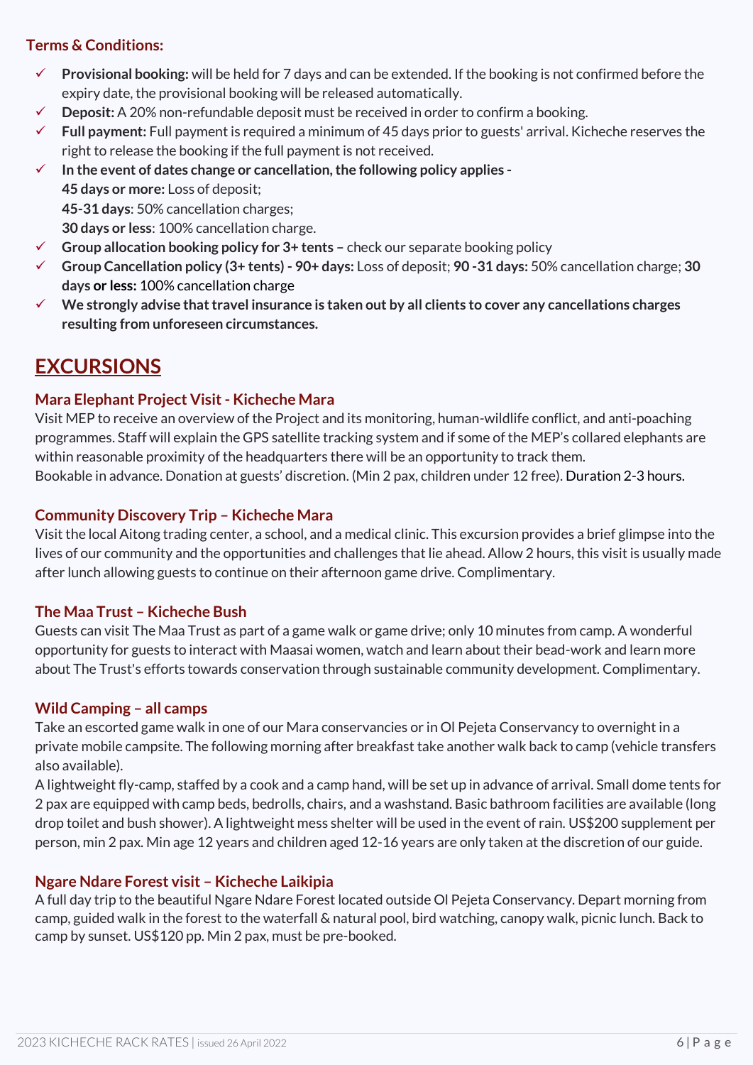**Terms & Conditions:**

- ✓ **Provisional booking:** will be held for 7 days and can be extended. If the booking is not confirmed before the expiry date, the provisional booking will be released automatically.
- ✓ **Deposit:** A 20% non-refundable deposit must be received in order to confirm a booking.
- ✓ **Full payment:** Full payment is required a minimum of 45 days prior to guests' arrival. Kicheche reserves the right to release the booking if the full payment is not received.
- ✓ **In the event of dates change or cancellation, the following policy applies -**
  **45 days or more:** Loss of deposit;
  **45-31 days**: 50% cancellation charges;
  **30 days or less**: 100% cancellation charge.
- ✓ **Group allocation booking policy for 3+ tents –** check our separate booking policy
- ✓ **Group Cancellation policy (3+ tents) - 90+ days:** Loss of deposit; **90 -31 days:** 50% cancellation charge; **30 days or less:** 100% cancellation charge
- ✓ **We strongly advise that travel insurance is taken out by all clients to cover any cancellations charges resulting from unforeseen circumstances.**

# EXCURSIONS

### Mara Elephant Project Visit - Kicheche Mara

Visit MEP to receive an overview of the Project and its monitoring, human-wildlife conflict, and anti-poaching programmes. Staff will explain the GPS satellite tracking system and if some of the MEP's collared elephants are within reasonable proximity of the headquarters there will be an opportunity to track them.
Bookable in advance. Donation at guests' discretion. (Min 2 pax, children under 12 free). Duration 2-3 hours.

### Community Discovery Trip – Kicheche Mara

Visit the local Aitong trading center, a school, and a medical clinic. This excursion provides a brief glimpse into the lives of our community and the opportunities and challenges that lie ahead. Allow 2 hours, this visit is usually made after lunch allowing guests to continue on their afternoon game drive. Complimentary.

### The Maa Trust – Kicheche Bush

Guests can visit The Maa Trust as part of a game walk or game drive; only 10 minutes from camp. A wonderful opportunity for guests to interact with Maasai women, watch and learn about their bead-work and learn more about The Trust's efforts towards conservation through sustainable community development. Complimentary.

### Wild Camping – all camps

Take an escorted game walk in one of our Mara conservancies or in Ol Pejeta Conservancy to overnight in a private mobile campsite. The following morning after breakfast take another walk back to camp (vehicle transfers also available).
A lightweight fly-camp, staffed by a cook and a camp hand, will be set up in advance of arrival. Small dome tents for 2 pax are equipped with camp beds, bedrolls, chairs, and a washstand. Basic bathroom facilities are available (long drop toilet and bush shower). A lightweight mess shelter will be used in the event of rain. US$200 supplement per person, min 2 pax. Min age 12 years and children aged 12-16 years are only taken at the discretion of our guide.

### Ngare Ndare Forest visit – Kicheche Laikipia

A full day trip to the beautiful Ngare Ndare Forest located outside Ol Pejeta Conservancy. Depart morning from camp, guided walk in the forest to the waterfall & natural pool, bird watching, canopy walk, picnic lunch. Back to camp by sunset. US$120 pp. Min 2 pax, must be pre-booked.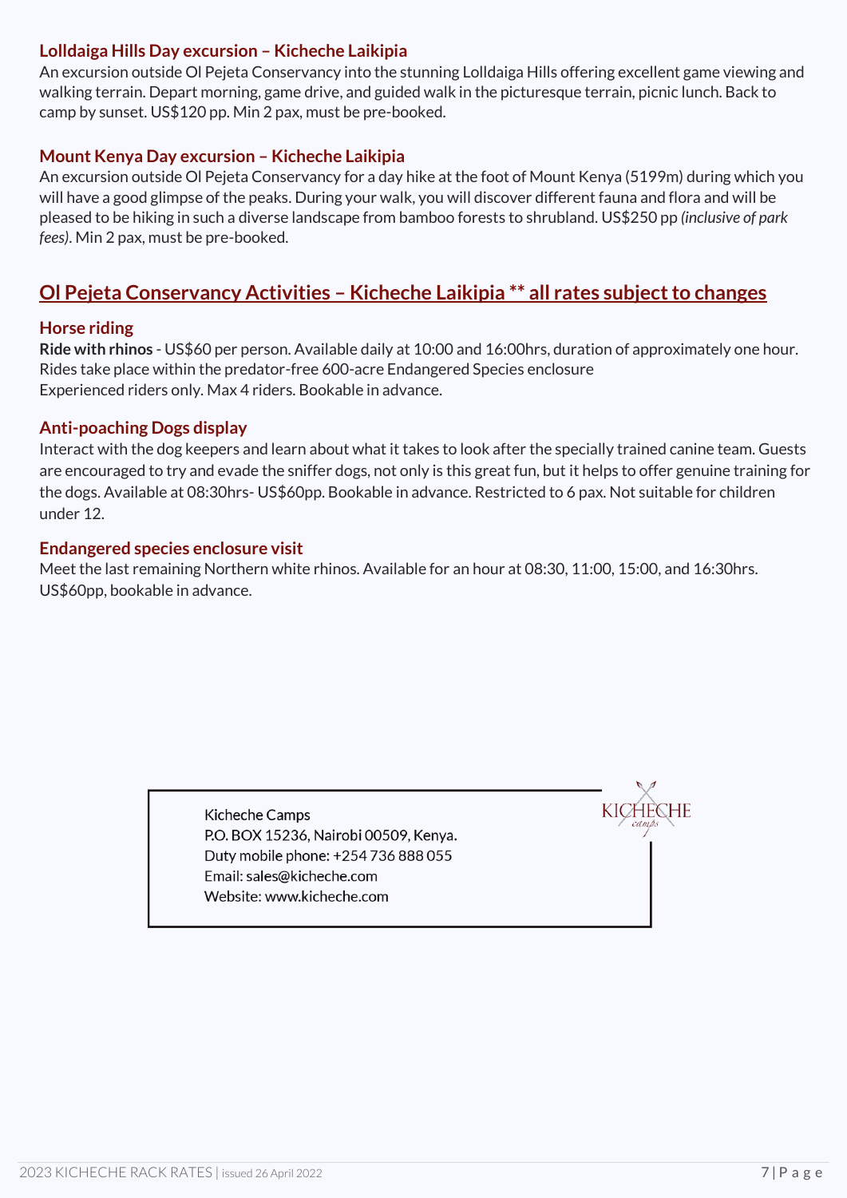### Lolldaiga Hills Day excursion – Kicheche Laikipia

An excursion outside Ol Pejeta Conservancy into the stunning Lolldaiga Hills offering excellent game viewing and walking terrain. Depart morning, game drive, and guided walk in the picturesque terrain, picnic lunch. Back to camp by sunset. US$120 pp. Min 2 pax, must be pre-booked.

### Mount Kenya Day excursion – Kicheche Laikipia

An excursion outside Ol Pejeta Conservancy for a day hike at the foot of Mount Kenya (5199m) during which you will have a good glimpse of the peaks. During your walk, you will discover different fauna and flora and will be pleased to be hiking in such a diverse landscape from bamboo forests to shrubland. US$250 pp *(inclusive of park fees)*. Min 2 pax, must be pre-booked.

## Ol Pejeta Conservancy Activities – Kicheche Laikipia ** all rates subject to changes

### Horse riding

**Ride with rhinos** - US$60 per person. Available daily at 10:00 and 16:00hrs, duration of approximately one hour. Rides take place within the predator-free 600-acre Endangered Species enclosure
Experienced riders only. Max 4 riders. Bookable in advance.

### Anti-poaching Dogs display

Interact with the dog keepers and learn about what it takes to look after the specially trained canine team. Guests are encouraged to try and evade the sniffer dogs, not only is this great fun, but it helps to offer genuine training for the dogs. Available at 08:30hrs- US$60pp. Bookable in advance. Restricted to 6 pax. Not suitable for children under 12.

### Endangered species enclosure visit

Meet the last remaining Northern white rhinos. Available for an hour at 08:30, 11:00, 15:00, and 16:30hrs. US$60pp, bookable in advance.

Kicheche Camps
P.O. BOX 15236, Nairobi 00509, Kenya.
Duty mobile phone: +254 736 888 055
Email: sales@kicheche.com
Website: www.kicheche.com